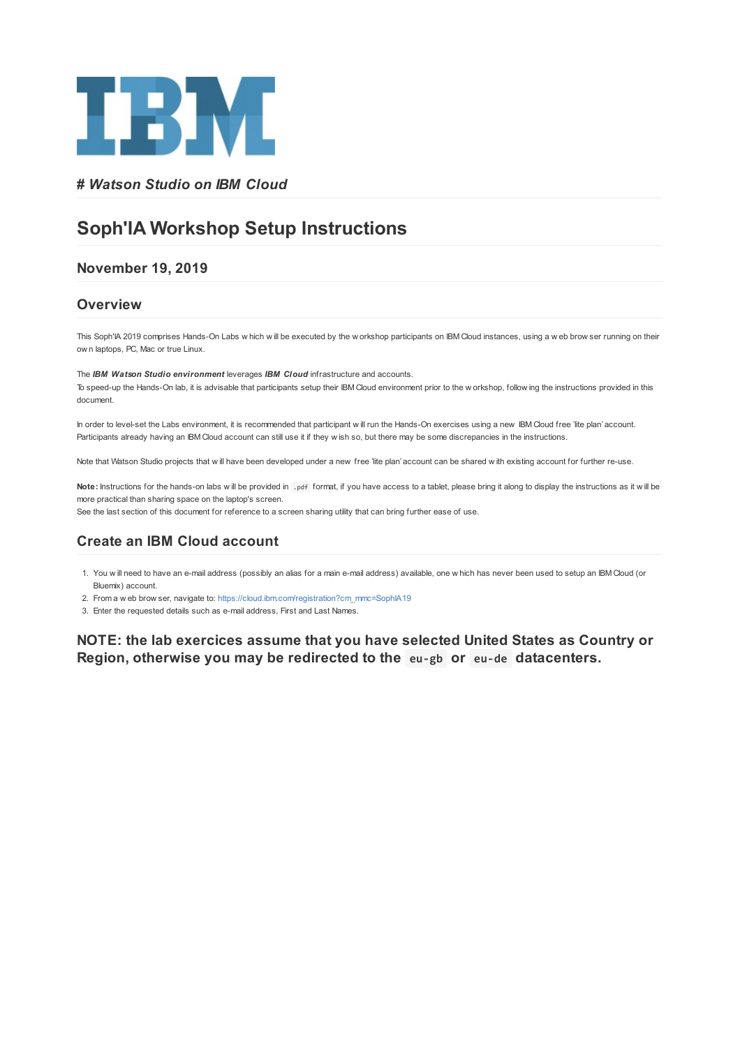IBM

# Watson Studio on IBM Cloud

# Soph'IA Workshop Setup Instructions

## November 19, 2019

## Overview

This Soph'IA 2019 comprises Hands-On Labs which will be executed by the workshop participants on IBM Cloud instances, using a web browser running on their own laptops, PC, Mac or true Linux.

The ***IBM Watson Studio environment*** leverages ***IBM Cloud*** infrastructure and accounts.
To speed-up the Hands-On lab, it is advisable that participants setup their IBM Cloud environment prior to the workshop, following the instructions provided in this document.

In order to level-set the Labs environment, it is recommended that participant will run the Hands-On exercises using a new IBM Cloud free 'lite plan' account. Participants already having an IBM Cloud account can still use it if they wish so, but there may be some discrepancies in the instructions.

Note that Watson Studio projects that will have been developed under a new free 'lite plan' account can be shared with existing account for further re-use.

**Note:** Instructions for the hands-on labs will be provided in `.pdf` format, if you have access to a tablet, please bring it along to display the instructions as it will be more practical than sharing space on the laptop's screen.
See the last section of this document for reference to a screen sharing utility that can bring further ease of use.

## Create an IBM Cloud account

1. You will need to have an e-mail address (possibly an alias for a main e-mail address) available, one which has never been used to setup an IBM Cloud (or Bluemix) account.
2. From a web browser, navigate to: https://cloud.ibm.com/registration?cm_mmc=SophIA19
3. Enter the requested details such as e-mail address, First and Last Names.

### NOTE: the lab exercices assume that you have selected United States as Country or Region, otherwise you may be redirected to the `eu-gb` or `eu-de` datacenters.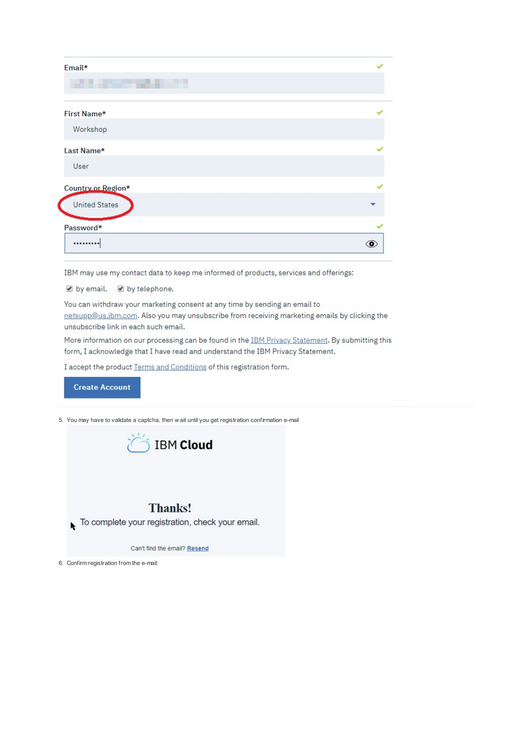Email*

First Name*

Workshop

Last Name*

User

Country or Region*

United States

Password*

IBM may use my contact data to keep me informed of products, services and offerings:

☑ by email. ☑ by telephone.

You can withdraw your marketing consent at any time by sending an email to netsupp@us.ibm.com. Also you may unsubscribe from receiving marketing emails by clicking the unsubscribe link in each such email.

More information on our processing can be found in the IBM Privacy Statement. By submitting this form, I acknowledge that I have read and understand the IBM Privacy Statement.

I accept the product Terms and Conditions of this registration form.

Create Account

5. You may have to validate a captcha, then wait until you get registration confirmation e-mail

IBM Cloud

**Thanks!**

To complete your registration, check your email.

Can't find the email? Resend

6. Confirm registration from the e-mail: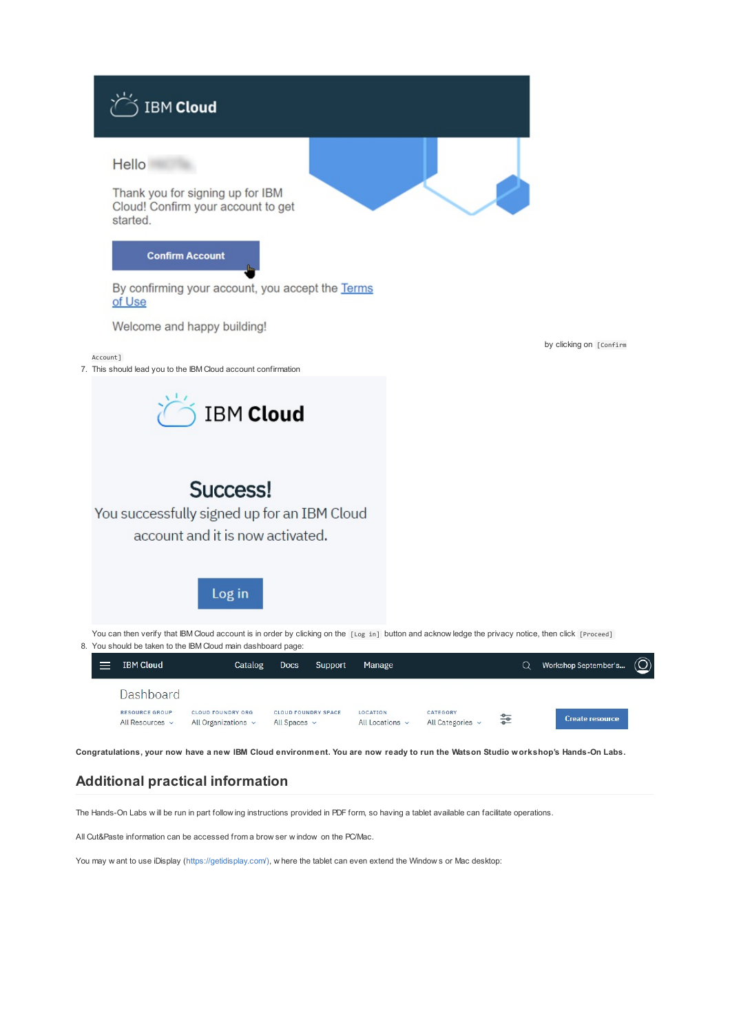by clicking on `[Confirm Account]`

7. This should lead you to the IBM Cloud account confirmation

You can then verify that IBM Cloud account is in order by clicking on the `[Log in]` button and acknowledge the privacy notice, then click `[Proceed]`

8. You should be taken to the IBM Cloud main dashboard page:

**Congratulations, your now have a new IBM Cloud environment. You are now ready to run the Watson Studio workshop's Hands-On Labs.**

## Additional practical information

The Hands-On Labs will be run in part following instructions provided in PDF form, so having a tablet available can facilitate operations.

All Cut&Paste information can be accessed from a browser window on the PC/Mac.

You may want to use iDisplay (https://getidisplay.com/), where the tablet can even extend the Windows or Mac desktop: